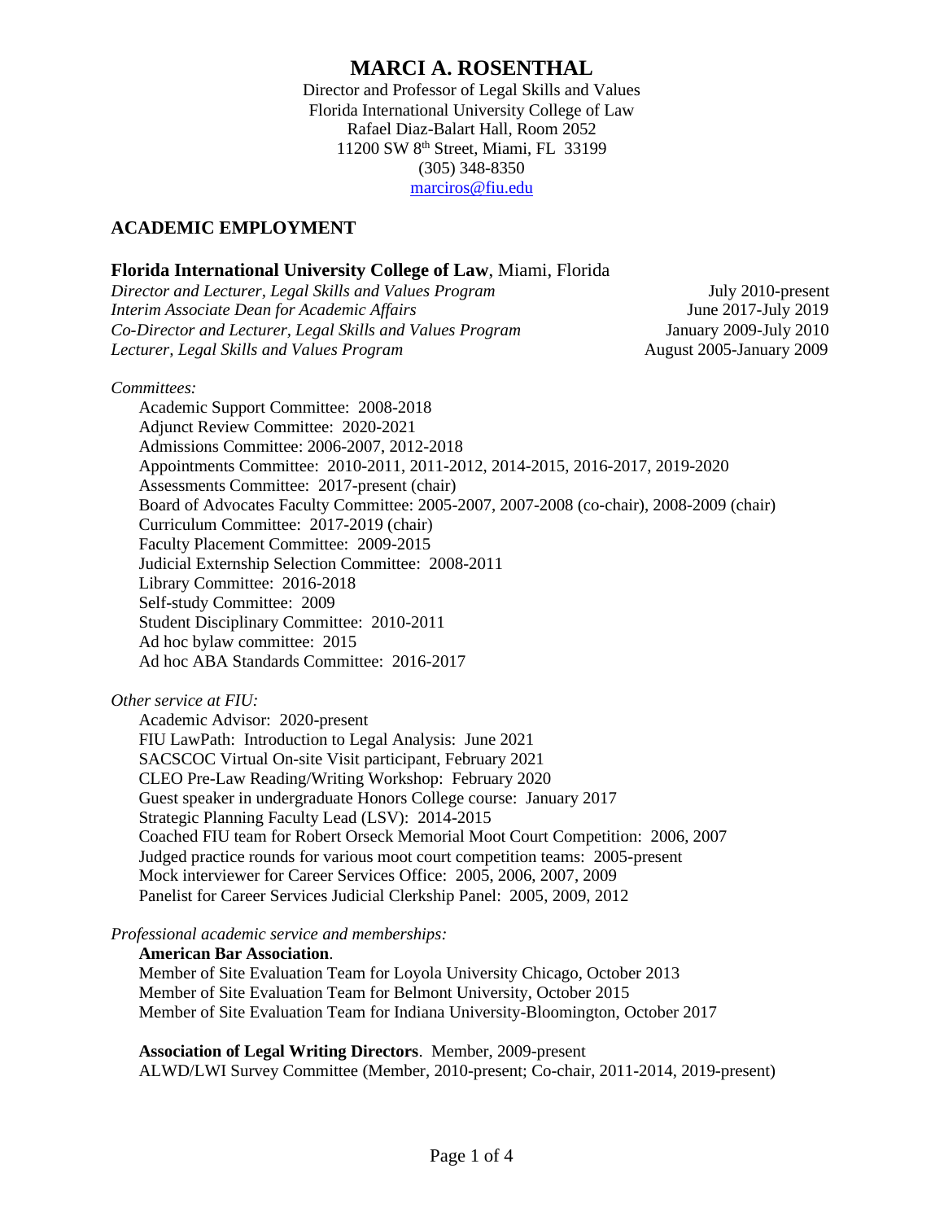# MARCI A. ROSENTHAL

Director and Professor of Legal Skills and Values
Florida International University College of Law
Rafael Diaz-Balart Hall, Room 2052
11200 SW 8th Street, Miami, FL 33199
(305) 348-8350
marciros@fiu.edu

## ACADEMIC EMPLOYMENT

### **Florida International University College of Law**, Miami, Florida

*Director and Lecturer, Legal Skills and Values Program* — July 2010-present
*Interim Associate Dean for Academic Affairs* — June 2017-July 2019
*Co-Director and Lecturer, Legal Skills and Values Program* — January 2009-July 2010
*Lecturer, Legal Skills and Values Program* — August 2005-January 2009

*Committees:*

- Academic Support Committee: 2008-2018
- Adjunct Review Committee: 2020-2021
- Admissions Committee: 2006-2007, 2012-2018
- Appointments Committee: 2010-2011, 2011-2012, 2014-2015, 2016-2017, 2019-2020
- Assessments Committee: 2017-present (chair)
- Board of Advocates Faculty Committee: 2005-2007, 2007-2008 (co-chair), 2008-2009 (chair)
- Curriculum Committee: 2017-2019 (chair)
- Faculty Placement Committee: 2009-2015
- Judicial Externship Selection Committee: 2008-2011
- Library Committee: 2016-2018
- Self-study Committee: 2009
- Student Disciplinary Committee: 2010-2011
- Ad hoc bylaw committee: 2015
- Ad hoc ABA Standards Committee: 2016-2017

*Other service at FIU:*

- Academic Advisor: 2020-present
- FIU LawPath: Introduction to Legal Analysis: June 2021
- SACSCOC Virtual On-site Visit participant, February 2021
- CLEO Pre-Law Reading/Writing Workshop: February 2020
- Guest speaker in undergraduate Honors College course: January 2017
- Strategic Planning Faculty Lead (LSV): 2014-2015
- Coached FIU team for Robert Orseck Memorial Moot Court Competition: 2006, 2007
- Judged practice rounds for various moot court competition teams: 2005-present
- Mock interviewer for Career Services Office: 2005, 2006, 2007, 2009
- Panelist for Career Services Judicial Clerkship Panel: 2005, 2009, 2012

*Professional academic service and memberships:*

**American Bar Association**.
Member of Site Evaluation Team for Loyola University Chicago, October 2013
Member of Site Evaluation Team for Belmont University, October 2015
Member of Site Evaluation Team for Indiana University-Bloomington, October 2017

**Association of Legal Writing Directors**. Member, 2009-present
ALWD/LWI Survey Committee (Member, 2010-present; Co-chair, 2011-2014, 2019-present)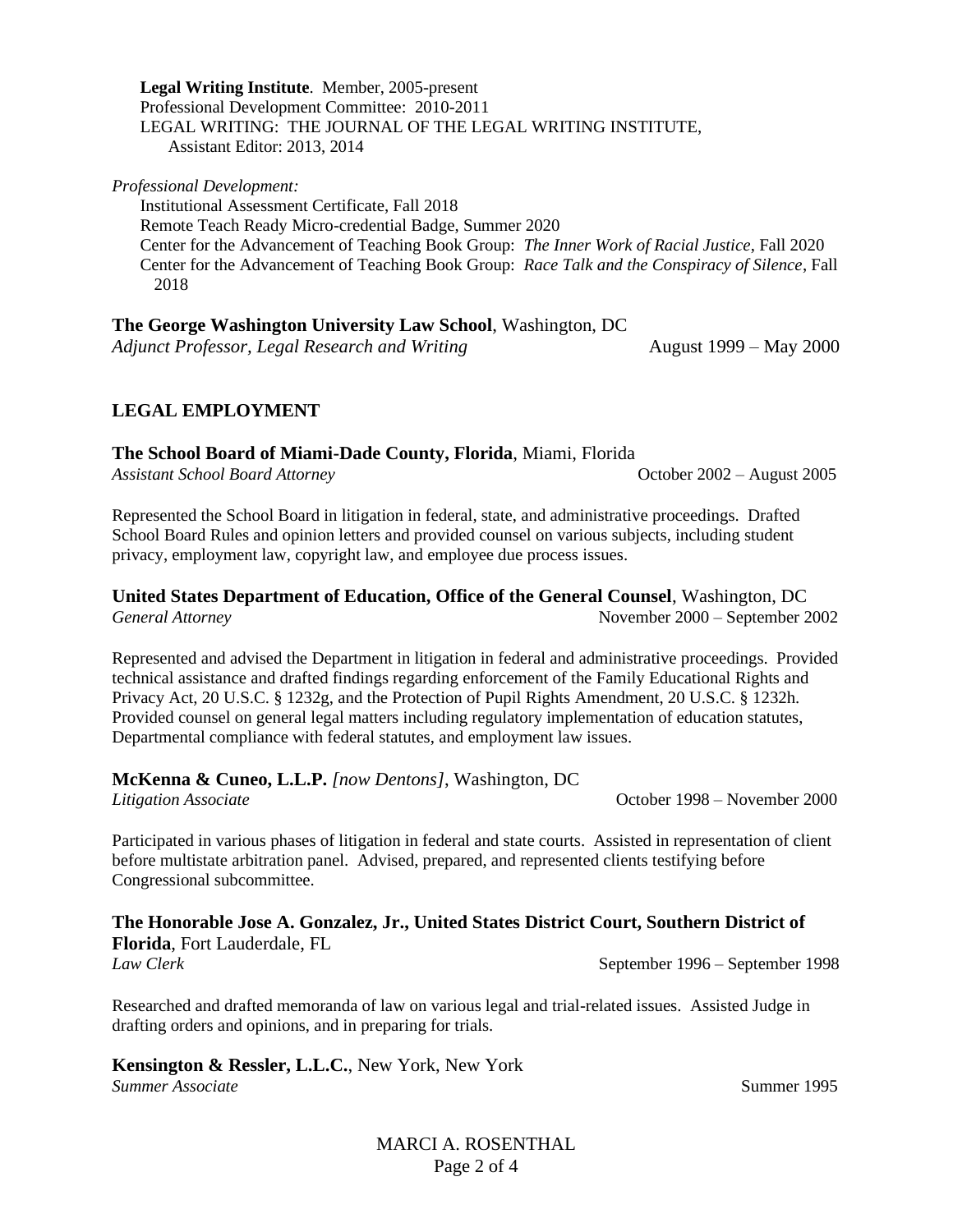**Legal Writing Institute**. Member, 2005-present
Professional Development Committee: 2010-2011
LEGAL WRITING: THE JOURNAL OF THE LEGAL WRITING INSTITUTE,
Assistant Editor: 2013, 2014

*Professional Development:*
Institutional Assessment Certificate, Fall 2018
Remote Teach Ready Micro-credential Badge, Summer 2020
Center for the Advancement of Teaching Book Group: *The Inner Work of Racial Justice*, Fall 2020
Center for the Advancement of Teaching Book Group: *Race Talk and the Conspiracy of Silence*, Fall 2018

**The George Washington University Law School**, Washington, DC
*Adjunct Professor, Legal Research and Writing* August 1999 – May 2000

## LEGAL EMPLOYMENT

**The School Board of Miami-Dade County, Florida**, Miami, Florida
*Assistant School Board Attorney* October 2002 – August 2005

Represented the School Board in litigation in federal, state, and administrative proceedings. Drafted School Board Rules and opinion letters and provided counsel on various subjects, including student privacy, employment law, copyright law, and employee due process issues.

**United States Department of Education, Office of the General Counsel**, Washington, DC
*General Attorney* November 2000 – September 2002

Represented and advised the Department in litigation in federal and administrative proceedings. Provided technical assistance and drafted findings regarding enforcement of the Family Educational Rights and Privacy Act, 20 U.S.C. § 1232g, and the Protection of Pupil Rights Amendment, 20 U.S.C. § 1232h. Provided counsel on general legal matters including regulatory implementation of education statutes, Departmental compliance with federal statutes, and employment law issues.

**McKenna & Cuneo, L.L.P.** *[now Dentons]*, Washington, DC
*Litigation Associate* October 1998 – November 2000

Participated in various phases of litigation in federal and state courts. Assisted in representation of client before multistate arbitration panel. Advised, prepared, and represented clients testifying before Congressional subcommittee.

**The Honorable Jose A. Gonzalez, Jr., United States District Court, Southern District of Florida**, Fort Lauderdale, FL
*Law Clerk* September 1996 – September 1998

Researched and drafted memoranda of law on various legal and trial-related issues. Assisted Judge in drafting orders and opinions, and in preparing for trials.

**Kensington & Ressler, L.L.C.**, New York, New York
*Summer Associate* Summer 1995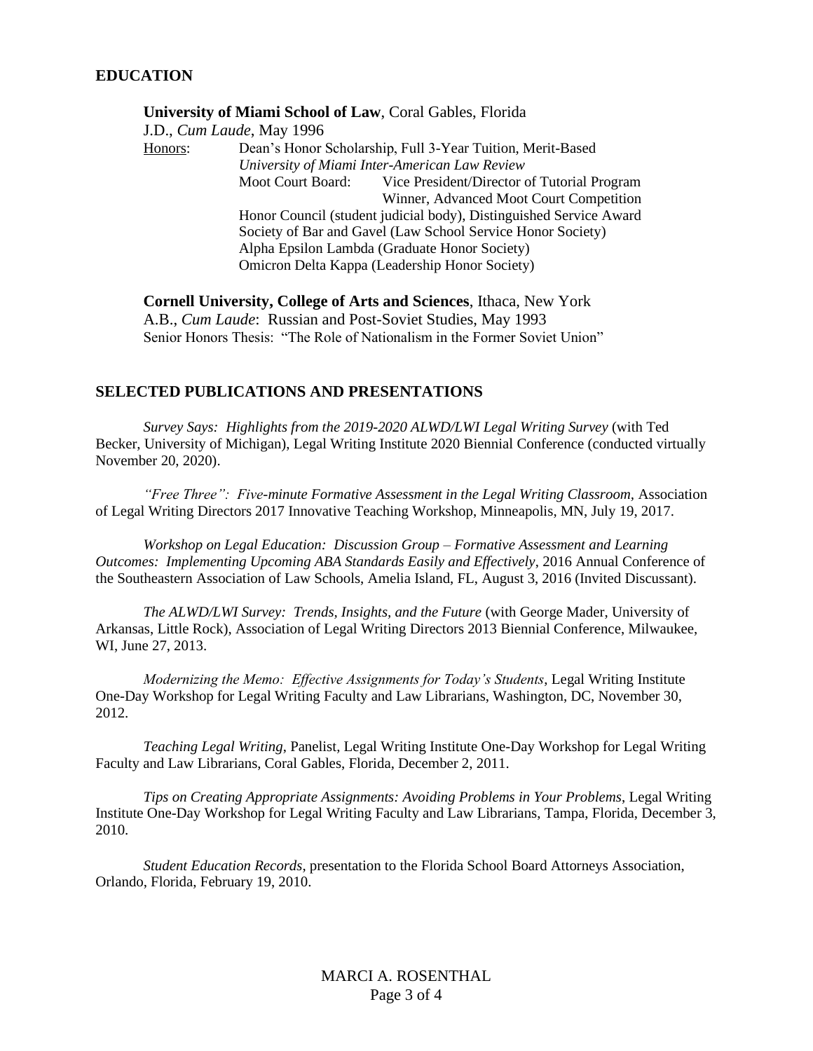## EDUCATION

**University of Miami School of Law**, Coral Gables, Florida
J.D., *Cum Laude*, May 1996

Honors:
- Dean's Honor Scholarship, Full 3-Year Tuition, Merit-Based
- *University of Miami Inter-American Law Review*
- Moot Court Board: Vice President/Director of Tutorial Program; Winner, Advanced Moot Court Competition
- Honor Council (student judicial body), Distinguished Service Award
- Society of Bar and Gavel (Law School Service Honor Society)
- Alpha Epsilon Lambda (Graduate Honor Society)
- Omicron Delta Kappa (Leadership Honor Society)

**Cornell University, College of Arts and Sciences**, Ithaca, New York
A.B., *Cum Laude*: Russian and Post-Soviet Studies, May 1993
Senior Honors Thesis: "The Role of Nationalism in the Former Soviet Union"

## SELECTED PUBLICATIONS AND PRESENTATIONS

*Survey Says: Highlights from the 2019-2020 ALWD/LWI Legal Writing Survey* (with Ted Becker, University of Michigan), Legal Writing Institute 2020 Biennial Conference (conducted virtually November 20, 2020).

*"Free Three": Five-minute Formative Assessment in the Legal Writing Classroom*, Association of Legal Writing Directors 2017 Innovative Teaching Workshop, Minneapolis, MN, July 19, 2017.

*Workshop on Legal Education: Discussion Group – Formative Assessment and Learning Outcomes: Implementing Upcoming ABA Standards Easily and Effectively*, 2016 Annual Conference of the Southeastern Association of Law Schools, Amelia Island, FL, August 3, 2016 (Invited Discussant).

*The ALWD/LWI Survey: Trends, Insights, and the Future* (with George Mader, University of Arkansas, Little Rock), Association of Legal Writing Directors 2013 Biennial Conference, Milwaukee, WI, June 27, 2013.

*Modernizing the Memo: Effective Assignments for Today's Students*, Legal Writing Institute One-Day Workshop for Legal Writing Faculty and Law Librarians, Washington, DC, November 30, 2012.

*Teaching Legal Writing*, Panelist, Legal Writing Institute One-Day Workshop for Legal Writing Faculty and Law Librarians, Coral Gables, Florida, December 2, 2011.

*Tips on Creating Appropriate Assignments: Avoiding Problems in Your Problems*, Legal Writing Institute One-Day Workshop for Legal Writing Faculty and Law Librarians, Tampa, Florida, December 3, 2010.

*Student Education Records*, presentation to the Florida School Board Attorneys Association, Orlando, Florida, February 19, 2010.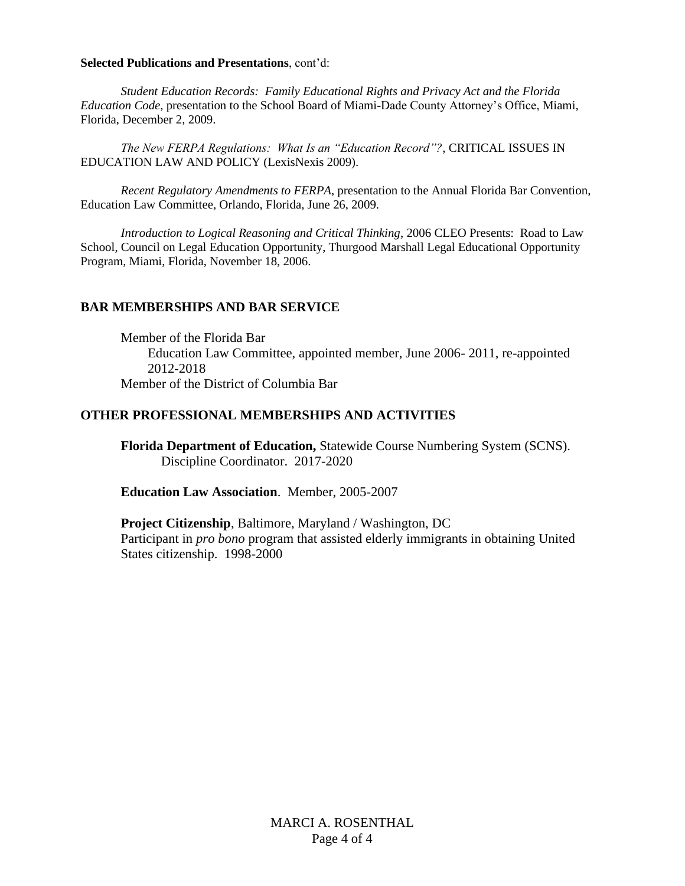**Selected Publications and Presentations**, cont'd:

*Student Education Records: Family Educational Rights and Privacy Act and the Florida Education Code*, presentation to the School Board of Miami-Dade County Attorney's Office, Miami, Florida, December 2, 2009.

*The New FERPA Regulations: What Is an "Education Record"?*, CRITICAL ISSUES IN EDUCATION LAW AND POLICY (LexisNexis 2009).

*Recent Regulatory Amendments to FERPA*, presentation to the Annual Florida Bar Convention, Education Law Committee, Orlando, Florida, June 26, 2009.

*Introduction to Logical Reasoning and Critical Thinking*, 2006 CLEO Presents: Road to Law School, Council on Legal Education Opportunity, Thurgood Marshall Legal Educational Opportunity Program, Miami, Florida, November 18, 2006.

## BAR MEMBERSHIPS AND BAR SERVICE

Member of the Florida Bar
Education Law Committee, appointed member, June 2006- 2011, re-appointed 2012-2018
Member of the District of Columbia Bar

## OTHER PROFESSIONAL MEMBERSHIPS AND ACTIVITIES

**Florida Department of Education,** Statewide Course Numbering System (SCNS). Discipline Coordinator. 2017-2020

**Education Law Association**. Member, 2005-2007

**Project Citizenship**, Baltimore, Maryland / Washington, DC
Participant in *pro bono* program that assisted elderly immigrants in obtaining United States citizenship. 1998-2000